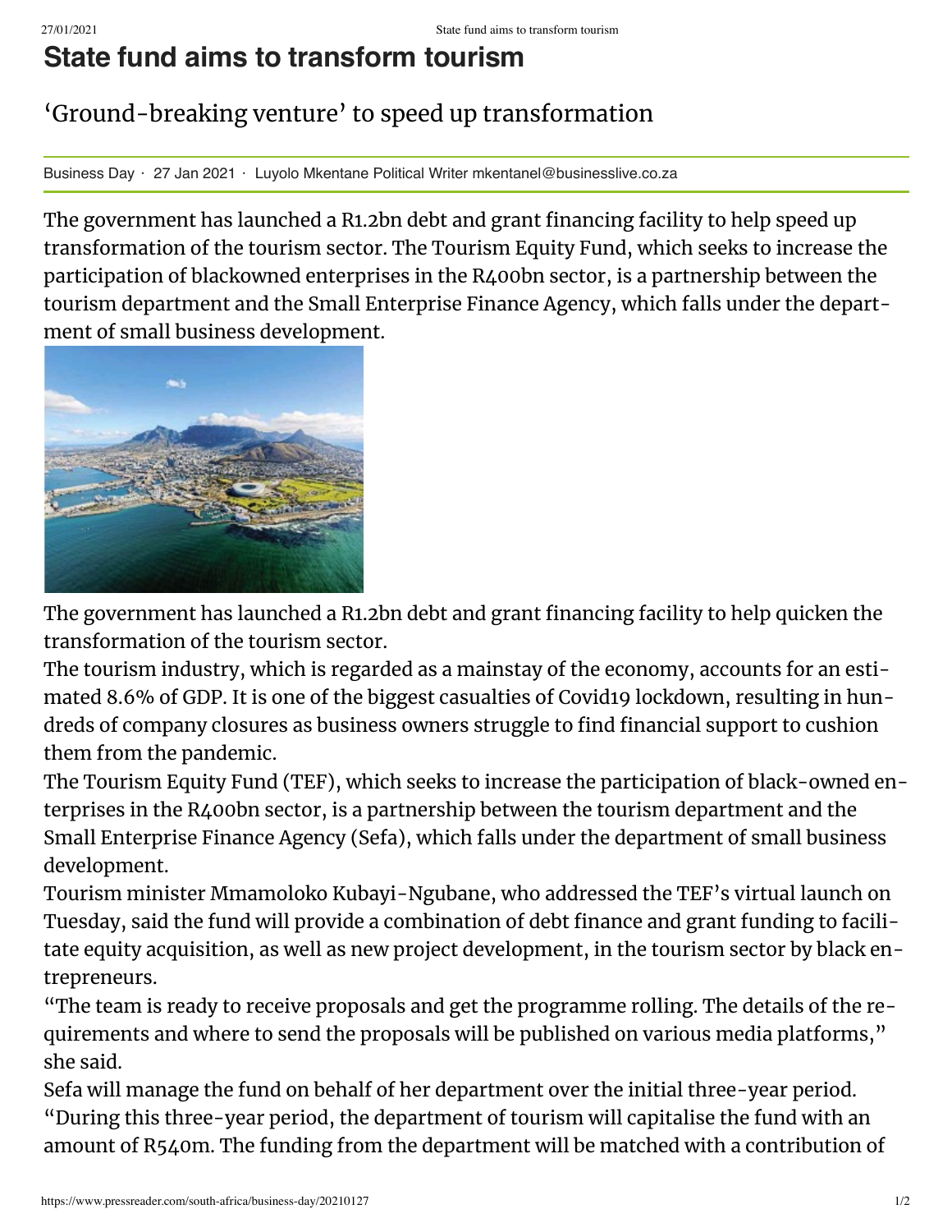# State fund aims to transform tourism

## 'Ground-breaking venture' to speed up transformation

Business Day · 27 Jan 2021 · Luyolo Mkentane Political Writer mkentanel@businesslive.co.za

The government has launched a R1.2bn debt and grant financing facility to help speed up transformation of the tourism sector. The Tourism Equity Fund, which seeks to increase the participation of blackowned enterprises in the R400bn sector, is a partnership between the tourism department and the Small Enterprise Finance Agency, which falls under the department of small business development.

The government has launched a R1.2bn debt and grant financing facility to help quicken the transformation of the tourism sector.

The tourism industry, which is regarded as a mainstay of the economy, accounts for an estimated 8.6% of GDP. It is one of the biggest casualties of Covid19 lockdown, resulting in hundreds of company closures as business owners struggle to find financial support to cushion them from the pandemic.

The Tourism Equity Fund (TEF), which seeks to increase the participation of black-owned enterprises in the R400bn sector, is a partnership between the tourism department and the Small Enterprise Finance Agency (Sefa), which falls under the department of small business development.

Tourism minister Mmamoloko Kubayi-Ngubane, who addressed the TEF's virtual launch on Tuesday, said the fund will provide a combination of debt finance and grant funding to facilitate equity acquisition, as well as new project development, in the tourism sector by black entrepreneurs.

"The team is ready to receive proposals and get the programme rolling. The details of the requirements and where to send the proposals will be published on various media platforms," she said.

Sefa will manage the fund on behalf of her department over the initial three-year period.

"During this three-year period, the department of tourism will capitalise the fund with an amount of R540m. The funding from the department will be matched with a contribution of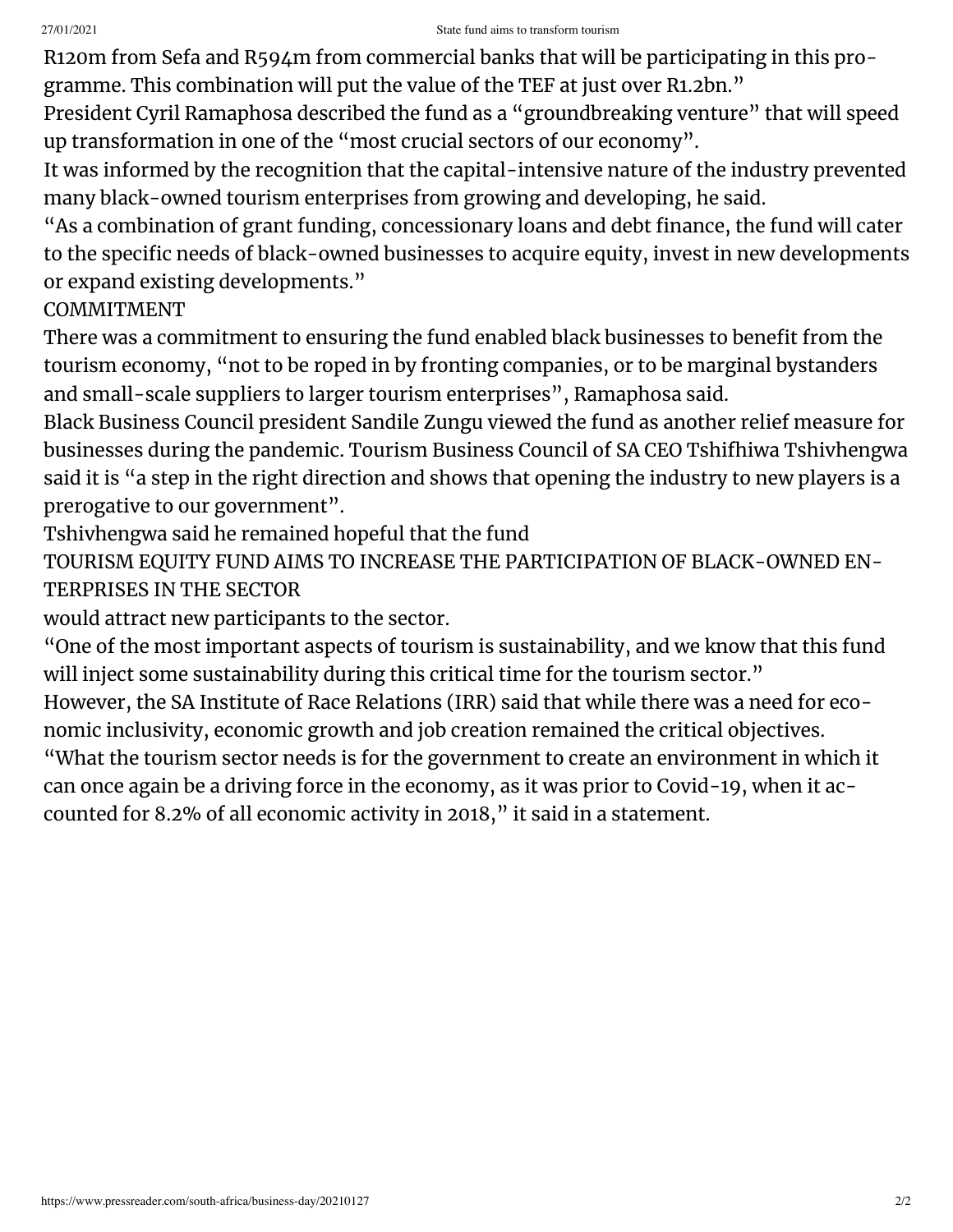R120m from Sefa and R594m from commercial banks that will be participating in this programme. This combination will put the value of the TEF at just over R1.2bn."

President Cyril Ramaphosa described the fund as a "groundbreaking venture" that will speed up transformation in one of the "most crucial sectors of our economy".

It was informed by the recognition that the capital-intensive nature of the industry prevented many black-owned tourism enterprises from growing and developing, he said.

"As a combination of grant funding, concessionary loans and debt finance, the fund will cater to the specific needs of black-owned businesses to acquire equity, invest in new developments or expand existing developments."

COMMITMENT

There was a commitment to ensuring the fund enabled black businesses to benefit from the tourism economy, "not to be roped in by fronting companies, or to be marginal bystanders and small-scale suppliers to larger tourism enterprises", Ramaphosa said.

Black Business Council president Sandile Zungu viewed the fund as another relief measure for businesses during the pandemic. Tourism Business Council of SA CEO Tshifhiwa Tshivhengwa said it is "a step in the right direction and shows that opening the industry to new players is a prerogative to our government".

Tshivhengwa said he remained hopeful that the fund

TOURISM EQUITY FUND AIMS TO INCREASE THE PARTICIPATION OF BLACK-OWNED ENTERPRISES IN THE SECTOR

would attract new participants to the sector.

"One of the most important aspects of tourism is sustainability, and we know that this fund will inject some sustainability during this critical time for the tourism sector."

However, the SA Institute of Race Relations (IRR) said that while there was a need for economic inclusivity, economic growth and job creation remained the critical objectives.

"What the tourism sector needs is for the government to create an environment in which it can once again be a driving force in the economy, as it was prior to Covid-19, when it accounted for 8.2% of all economic activity in 2018," it said in a statement.